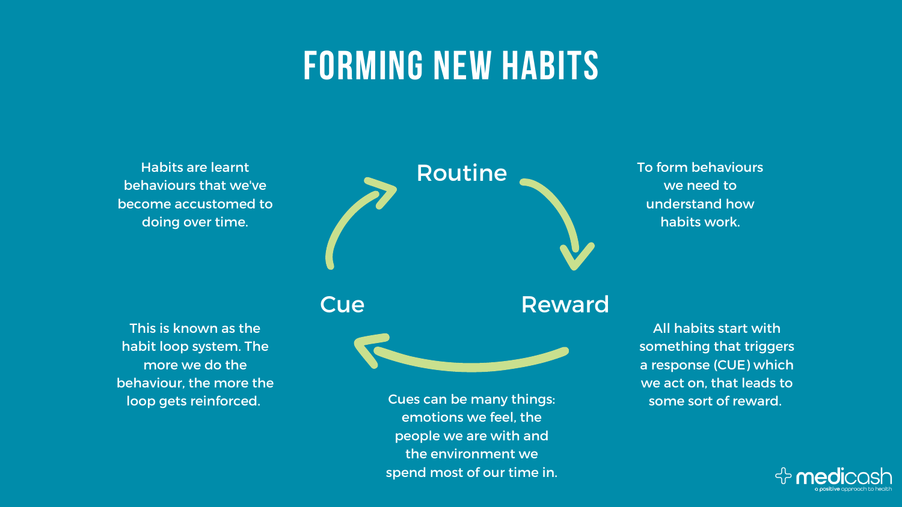# FORMING NEW HABITS

Habits are learnt behaviours that we've become accustomed to doing over time.

To form behaviours we need to understand how habits work.

Routine

Reward

Cue

This is known as the habit loop system. The more we do the behaviour, the more the loop gets reinforced.

All habits start with something that triggers a response (CUE) which we act on, that leads to some sort of reward.

Cues can be many things: emotions we feel, the people we are with and the environment we spend most of our time in.

medicash
a positive approach to health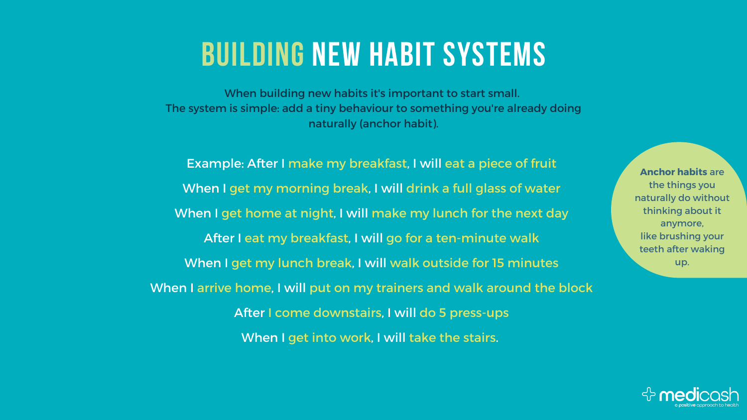# BUILDING NEW HABIT SYSTEMS

When building new habits it's important to start small.
The system is simple: add a tiny behaviour to something you're already doing naturally (anchor habit).

Example: After I make my breakfast, I will eat a piece of fruit

When I get my morning break, I will drink a full glass of water

When I get home at night, I will make my lunch for the next day

After I eat my breakfast, I will go for a ten-minute walk

When I get my lunch break, I will walk outside for 15 minutes

When I arrive home, I will put on my trainers and walk around the block

After I come downstairs, I will do 5 press-ups

When I get into work, I will take the stairs.

**Anchor habits** are the things you naturally do without thinking about it anymore, like brushing your teeth after waking up.

medicash
a positive approach to health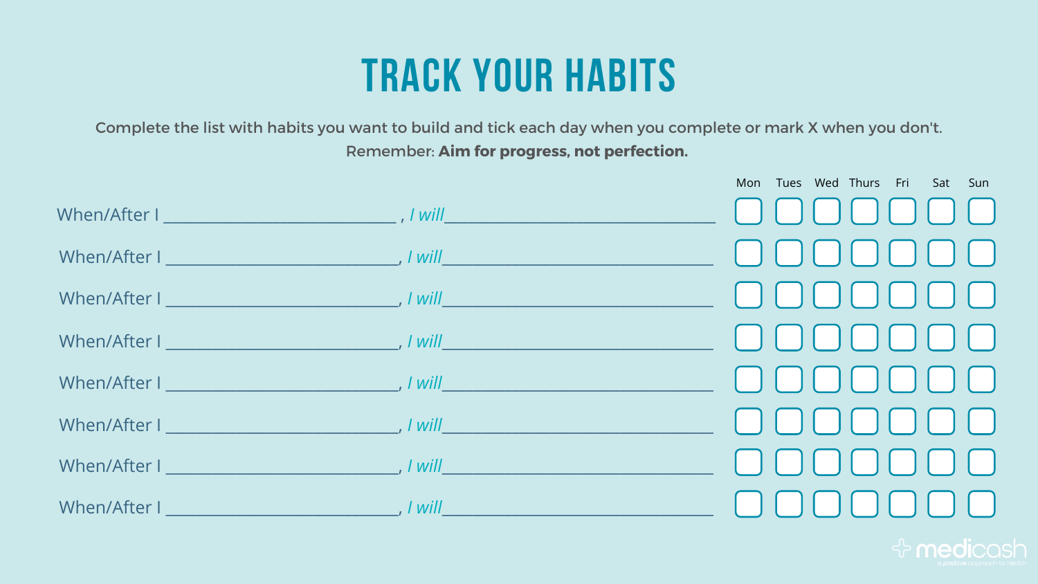# TRACK YOUR HABITS

Complete the list with habits you want to build and tick each day when you complete or mark X when you don't.
Remember: **Aim for progress, not perfection.**

| | Mon | Tues | Wed | Thurs | Fri | Sat | Sun |
|---|---|---|---|---|---|---|---|
| When/After I ____________________ , *I will*____________________ | ☐ | ☐ | ☐ | ☐ | ☐ | ☐ | ☐ |
| When/After I ____________________, *I will*____________________ | ☐ | ☐ | ☐ | ☐ | ☐ | ☐ | ☐ |
| When/After I ____________________, *I will*____________________ | ☐ | ☐ | ☐ | ☐ | ☐ | ☐ | ☐ |
| When/After I ____________________, *I will*____________________ | ☐ | ☐ | ☐ | ☐ | ☐ | ☐ | ☐ |
| When/After I ____________________, *I will*____________________ | ☐ | ☐ | ☐ | ☐ | ☐ | ☐ | ☐ |
| When/After I ____________________, *I will*____________________ | ☐ | ☐ | ☐ | ☐ | ☐ | ☐ | ☐ |
| When/After I ____________________, *I will*____________________ | ☐ | ☐ | ☐ | ☐ | ☐ | ☐ | ☐ |
| When/After I ____________________, *I will*____________________ | ☐ | ☐ | ☐ | ☐ | ☐ | ☐ | ☐ |

medicash
a positive approach to health